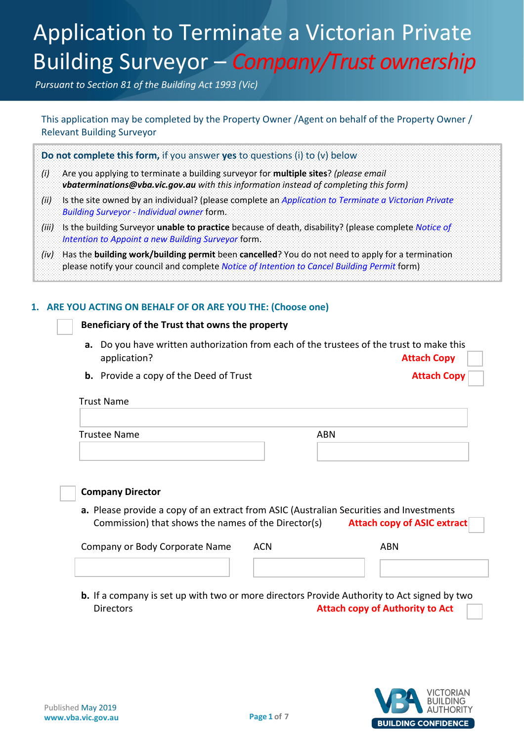# Application to Terminate a Victorian Private Building Surveyor – *Company/Trust ownership*

*Pursuant to Section 81 of the Building Act 1993 (Vic)*

This application may be completed by the Property Owner /Agent on behalf of the Property Owner / Relevant Building Surveyor

**Do not complete this form,** if you answer **yes** to questions (i) to (v) below

*(i)* Are you applying to terminate a building surveyor for **multiple sites**? *(please email **vbaterminations@vba.vic.gov.au** with this information instead of completing this form)*

*(ii)* Is the site owned by an individual? (please complete an *Application to Terminate a Victorian Private Building Surveyor - Individual owner* form.

*(iii)* Is the building Surveyor **unable to practice** because of death, disability? (please complete *Notice of Intention to Appoint a new Building Surveyor* form.

*(iv)* Has the **building work/building permit** been **cancelled**? You do not need to apply for a termination please notify your council and complete *Notice of Intention to Cancel Building Permit* form)

## 1. ARE YOU ACTING ON BEHALF OF OR ARE YOU THE: (Choose one)

☐ **Beneficiary of the Trust that owns the property**

**a.** Do you have written authorization from each of the trustees of the trust to make this application? **Attach Copy** ☐

**b.** Provide a copy of the Deed of Trust **Attach Copy** ☐

Trust Name

Trustee Name

ABN

☐ **Company Director**

**a.** Please provide a copy of an extract from ASIC (Australian Securities and Investments Commission) that shows the names of the Director(s) **Attach copy of ASIC extract** ☐

Company or Body Corporate Name

ACN

ABN

**b.** If a company is set up with two or more directors Provide Authority to Act signed by two Directors **Attach copy of Authority to Act** ☐

Published May 2019
www.vba.vic.gov.au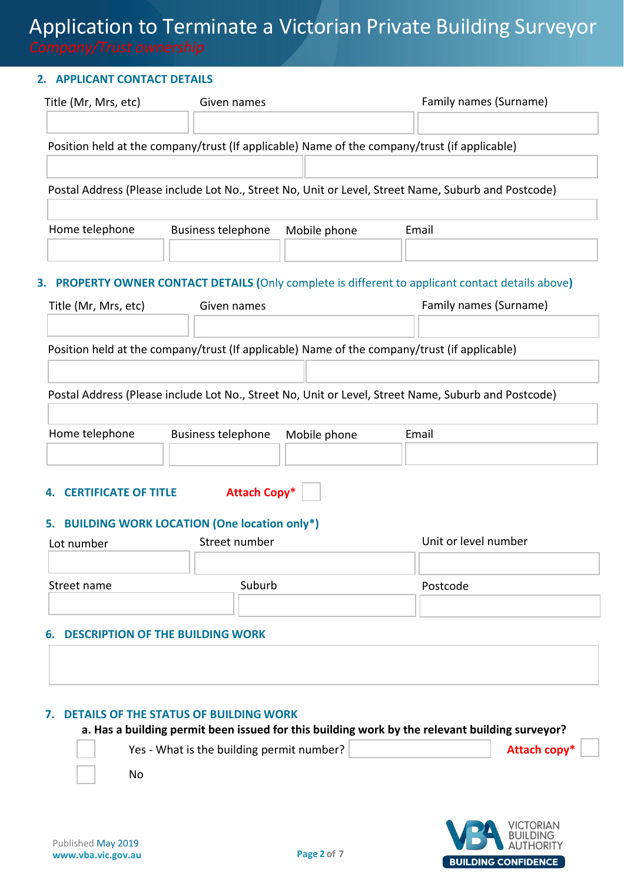# Application to Terminate a Victorian Private Building Surveyor

*Company/Trust ownership*

## 2. APPLICANT CONTACT DETAILS

| Title (Mr, Mrs, etc) | Given names | Family names (Surname) |
|---|---|---|
| | | |

| Position held at the company/trust (If applicable) | Name of the company/trust (if applicable) |
|---|---|
| | |

| Postal Address (Please include Lot No., Street No, Unit or Level, Street Name, Suburb and Postcode) |
|---|
| |

| Home telephone | Business telephone | Mobile phone | Email |
|---|---|---|---|
| | | | |

## 3. PROPERTY OWNER CONTACT DETAILS (Only complete is different to applicant contact details above)

| Title (Mr, Mrs, etc) | Given names | Family names (Surname) |
|---|---|---|
| | | |

| Position held at the company/trust (If applicable) | Name of the company/trust (if applicable) |
|---|---|
| | |

| Postal Address (Please include Lot No., Street No, Unit or Level, Street Name, Suburb and Postcode) |
|---|
| |

| Home telephone | Business telephone | Mobile phone | Email |
|---|---|---|---|
| | | | |

## 4. CERTIFICATE OF TITLE

**Attach Copy*** ☐

## 5. BUILDING WORK LOCATION (One location only*)

| Lot number | Street number | Unit or level number |
|---|---|---|
| | | |

| Street name | Suburb | Postcode |
|---|---|---|
| | | |

## 6. DESCRIPTION OF THE BUILDING WORK

| |
|---|
| |

## 7. DETAILS OF THE STATUS OF BUILDING WORK

**a. Has a building permit been issued for this building work by the relevant building surveyor?**

☐ Yes - What is the building permit number? ____________ **Attach copy*** ☐

☐ No

Published May 2019
www.vba.vic.gov.au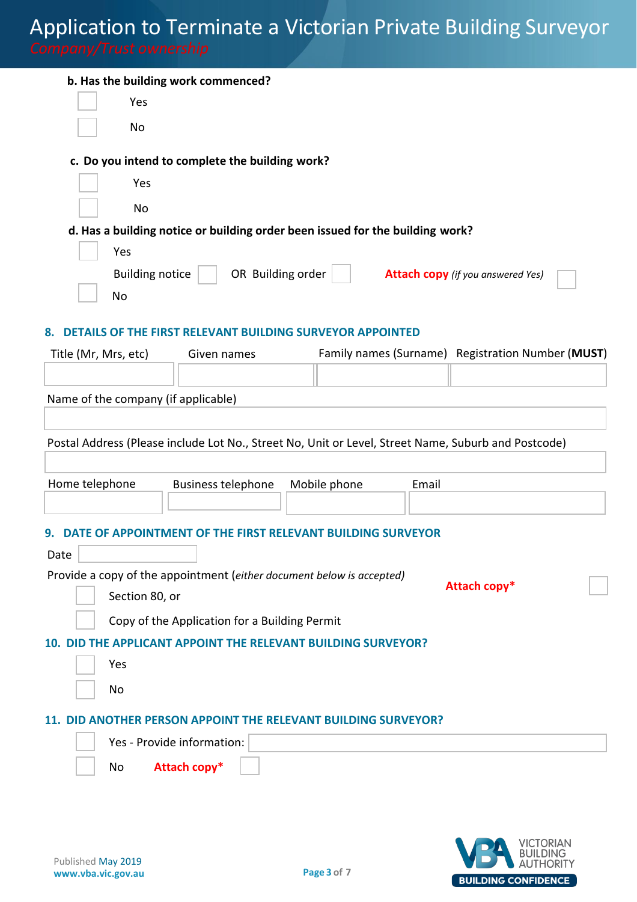# Application to Terminate a Victorian Private Building Surveyor

*Company/Trust ownership*

**b. Has the building work commenced?**

- [ ] Yes
- [ ] No

**c. Do you intend to complete the building work?**

- [ ] Yes
- [ ] No

**d. Has a building notice or building order been issued for the building work?**

- [ ] Yes

  Building notice [ ] OR Building order [ ] **Attach copy** *(if you answered Yes)* [ ]

- [ ] No

## 8. DETAILS OF THE FIRST RELEVANT BUILDING SURVEYOR APPOINTED

| Title (Mr, Mrs, etc) | Given names | Family names (Surname) | Registration Number (**MUST**) |
|---|---|---|---|
| | | | |

Name of the company (if applicable)

Postal Address (Please include Lot No., Street No, Unit or Level, Street Name, Suburb and Postcode)

| Home telephone | Business telephone | Mobile phone | Email |
|---|---|---|---|
| | | | |

## 9. DATE OF APPOINTMENT OF THE FIRST RELEVANT BUILDING SURVEYOR

Date

Provide a copy of the appointment (*either document below is accepted*) **Attach copy*** [ ]

- [ ] Section 80, or
- [ ] Copy of the Application for a Building Permit

## 10. DID THE APPLICANT APPOINT THE RELEVANT BUILDING SURVEYOR?

- [ ] Yes
- [ ] No

## 11. DID ANOTHER PERSON APPOINT THE RELEVANT BUILDING SURVEYOR?

- [ ] Yes - Provide information:
- [ ] No **Attach copy*** [ ]

Published May 2019
www.vba.vic.gov.au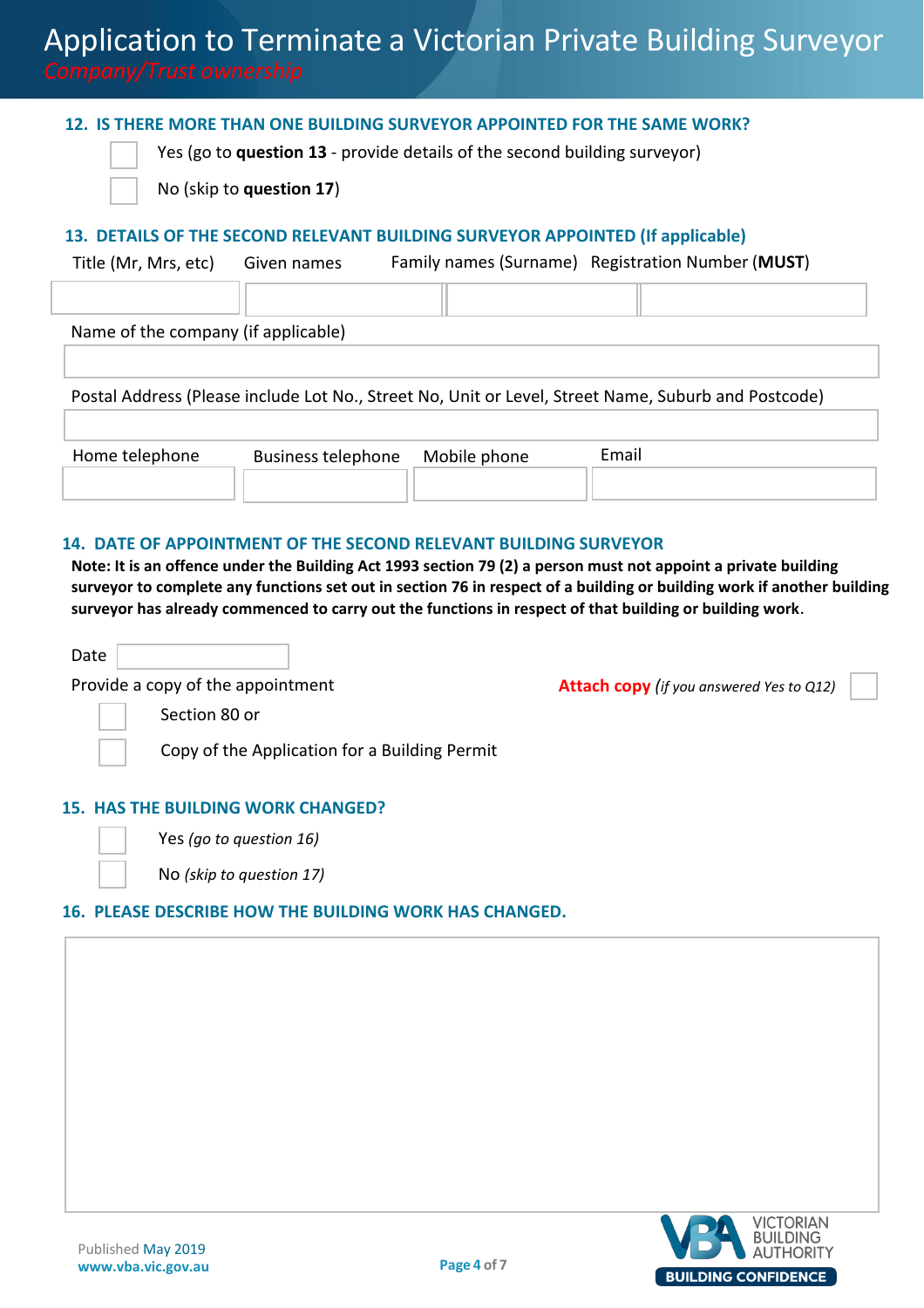## 12. IS THERE MORE THAN ONE BUILDING SURVEYOR APPOINTED FOR THE SAME WORK?

☐ Yes (go to **question 13** - provide details of the second building surveyor)

☐ No (skip to **question 17**)

## 13. DETAILS OF THE SECOND RELEVANT BUILDING SURVEYOR APPOINTED (If applicable)

| Title (Mr, Mrs, etc) | Given names | Family names (Surname) | Registration Number (**MUST**) |
|---|---|---|---|
| | | | |

Name of the company (if applicable)

Postal Address (Please include Lot No., Street No, Unit or Level, Street Name, Suburb and Postcode)

| Home telephone | Business telephone | Mobile phone | Email |
|---|---|---|---|
| | | | |

## 14. DATE OF APPOINTMENT OF THE SECOND RELEVANT BUILDING SURVEYOR

**Note: It is an offence under the Building Act 1993 section 79 (2) a person must not appoint a private building surveyor to complete any functions set out in section 76 in respect of a building or building work if another building surveyor has already commenced to carry out the functions in respect of that building or building work**.

Date

Provide a copy of the appointment

☐ Section 80 or

☐ Copy of the Application for a Building Permit

**Attach copy** *(if you answered Yes to Q12)* ☐

## 15. HAS THE BUILDING WORK CHANGED?

☐ Yes *(go to question 16)*

☐ No *(skip to question 17)*

## 16. PLEASE DESCRIBE HOW THE BUILDING WORK HAS CHANGED.

Published May 2019
www.vba.vic.gov.au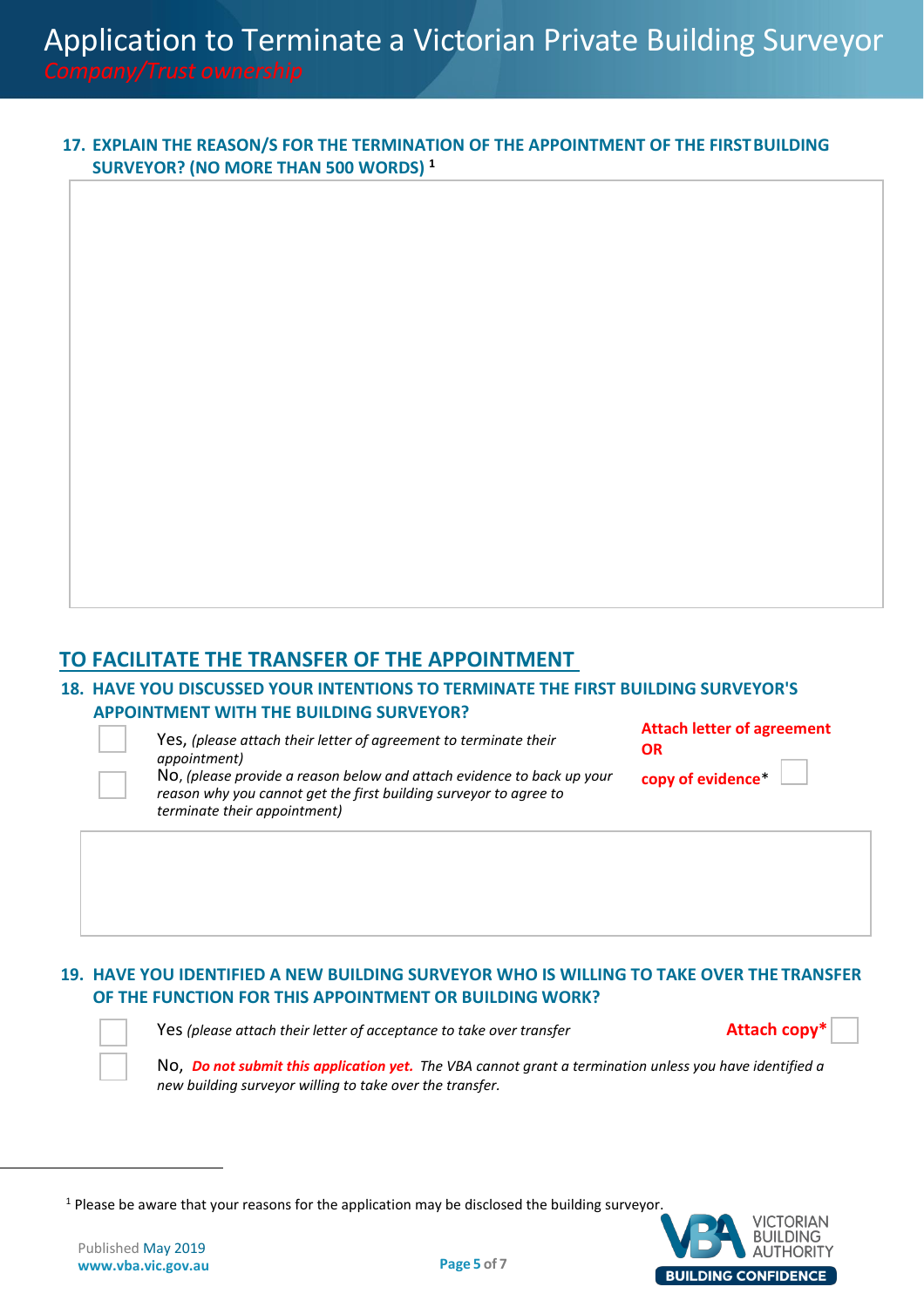**17. EXPLAIN THE REASON/S FOR THE TERMINATION OF THE APPOINTMENT OF THE FIRST BUILDING SURVEYOR? (NO MORE THAN 500 WORDS)** [1]

## TO FACILITATE THE TRANSFER OF THE APPOINTMENT

**18. HAVE YOU DISCUSSED YOUR INTENTIONS TO TERMINATE THE FIRST BUILDING SURVEYOR'S APPOINTMENT WITH THE BUILDING SURVEYOR?**

☐ Yes, *(please attach their letter of agreement to terminate their appointment)*

☐ No, *(please provide a reason below and attach evidence to back up your reason why you cannot get the first building surveyor to agree to terminate their appointment)*

**Attach letter of agreement OR copy of evidence*** ☐

**19. HAVE YOU IDENTIFIED A NEW BUILDING SURVEYOR WHO IS WILLING TO TAKE OVER THE TRANSFER OF THE FUNCTION FOR THIS APPOINTMENT OR BUILDING WORK?**

☐ Yes *(please attach their letter of acceptance to take over transfer* **Attach copy*** ☐

☐ No, ***Do not submit this application yet.*** *The VBA cannot grant a termination unless you have identified a new building surveyor willing to take over the transfer.*

[1] Please be aware that your reasons for the application may be disclosed the building surveyor.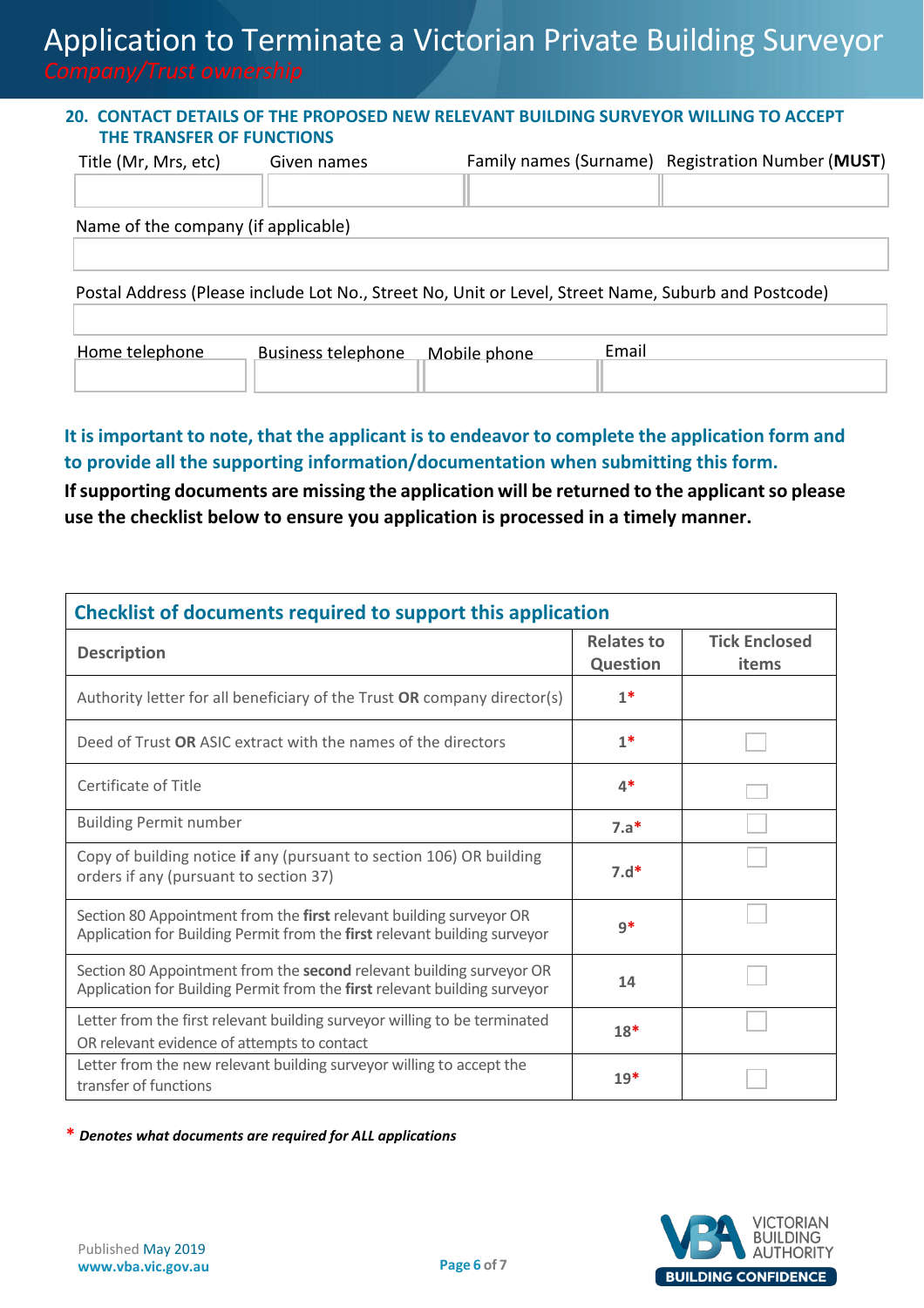## 20. CONTACT DETAILS OF THE PROPOSED NEW RELEVANT BUILDING SURVEYOR WILLING TO ACCEPT THE TRANSFER OF FUNCTIONS

| Title (Mr, Mrs, etc) | Given names | Family names (Surname) | Registration Number (**MUST**) |
|---|---|---|---|
| | | | |

Name of the company (if applicable)

Postal Address (Please include Lot No., Street No, Unit or Level, Street Name, Suburb and Postcode)

| Home telephone | Business telephone | Mobile phone | Email |
|---|---|---|---|
| | | | |

**It is important to note, that the applicant is to endeavor to complete the application form and to provide all the supporting information/documentation when submitting this form.**

**If supporting documents are missing the application will be returned to the applicant so please use the checklist below to ensure you application is processed in a timely manner.**

### Checklist of documents required to support this application

| Description | Relates to Question | Tick Enclosed items |
|---|---|---|
| Authority letter for all beneficiary of the Trust **OR** company director(s) | 1* | |
| Deed of Trust **OR** ASIC extract with the names of the directors | 1* | ☐ |
| Certificate of Title | 4* | ☐ |
| Building Permit number | 7.a* | ☐ |
| Copy of building notice **if** any (pursuant to section 106) OR building orders if any (pursuant to section 37) | 7.d* | ☐ |
| Section 80 Appointment from the **first** relevant building surveyor OR Application for Building Permit from the **first** relevant building surveyor | 9* | ☐ |
| Section 80 Appointment from the **second** relevant building surveyor OR Application for Building Permit from the **first** relevant building surveyor | 14 | ☐ |
| Letter from the first relevant building surveyor willing to be terminated OR relevant evidence of attempts to contact | 18* | ☐ |
| Letter from the new relevant building surveyor willing to accept the transfer of functions | 19* | ☐ |

\* ***Denotes what documents are required for ALL applications***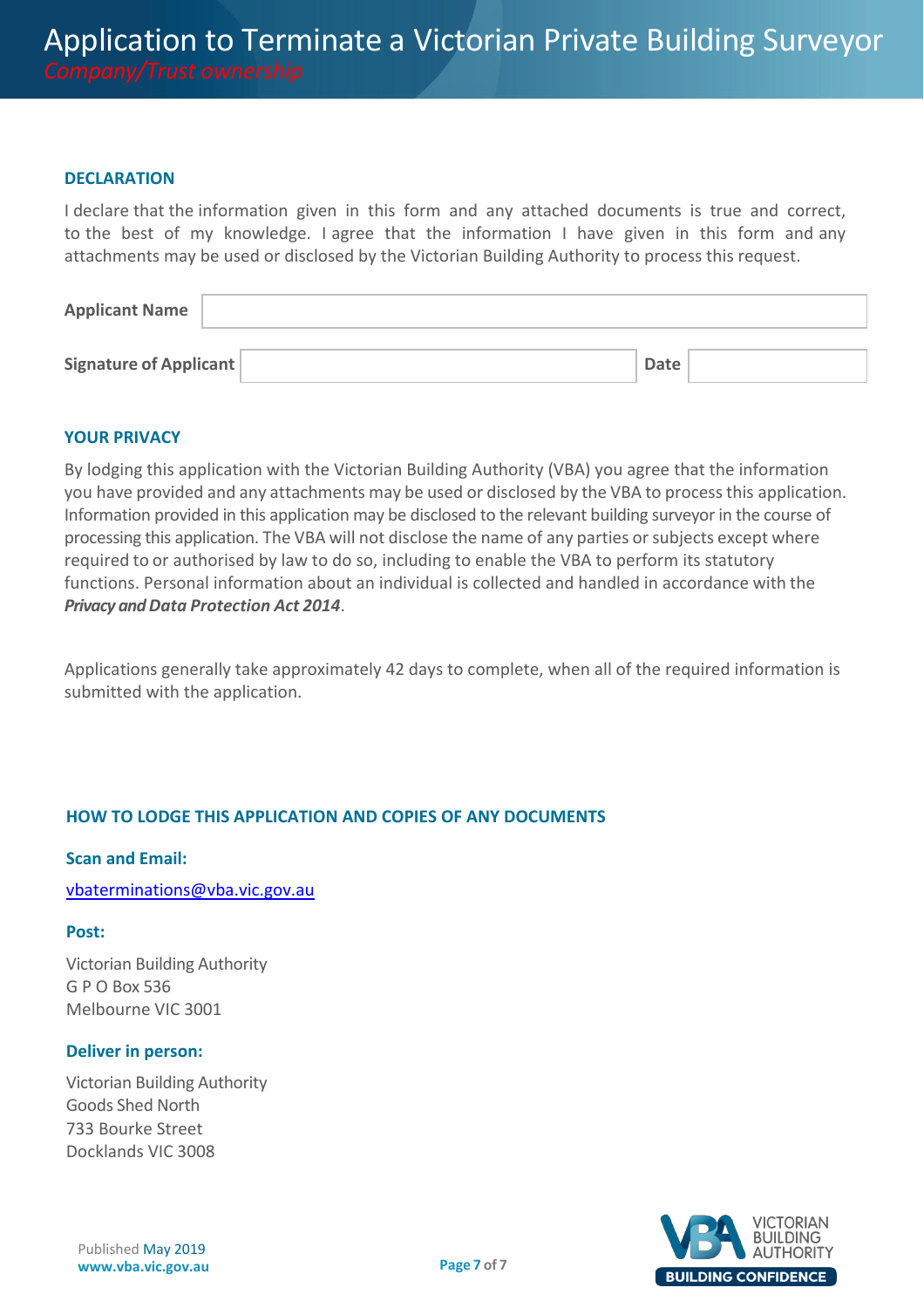# Application to Terminate a Victorian Private Building Surveyor

*Company/Trust ownership*

## DECLARATION

I declare that the information given in this form and any attached documents is true and correct, to the best of my knowledge. I agree that the information I have given in this form and any attachments may be used or disclosed by the Victorian Building Authority to process this request.

| | |
|---|---|
| **Applicant Name** | |

| | | | |
|---|---|---|---|
| **Signature of Applicant** | | **Date** | |

## YOUR PRIVACY

By lodging this application with the Victorian Building Authority (VBA) you agree that the information you have provided and any attachments may be used or disclosed by the VBA to process this application. Information provided in this application may be disclosed to the relevant building surveyor in the course of processing this application. The VBA will not disclose the name of any parties or subjects except where required to or authorised by law to do so, including to enable the VBA to perform its statutory functions. Personal information about an individual is collected and handled in accordance with the ***Privacy and Data Protection Act 2014***.

Applications generally take approximately 42 days to complete, when all of the required information is submitted with the application.

## HOW TO LODGE THIS APPLICATION AND COPIES OF ANY DOCUMENTS

### Scan and Email:

vbaterminations@vba.vic.gov.au

### Post:

Victorian Building Authority
G P O Box 536
Melbourne VIC 3001

### Deliver in person:

Victorian Building Authority
Goods Shed North
733 Bourke Street
Docklands VIC 3008

Published May 2019
www.vba.vic.gov.au